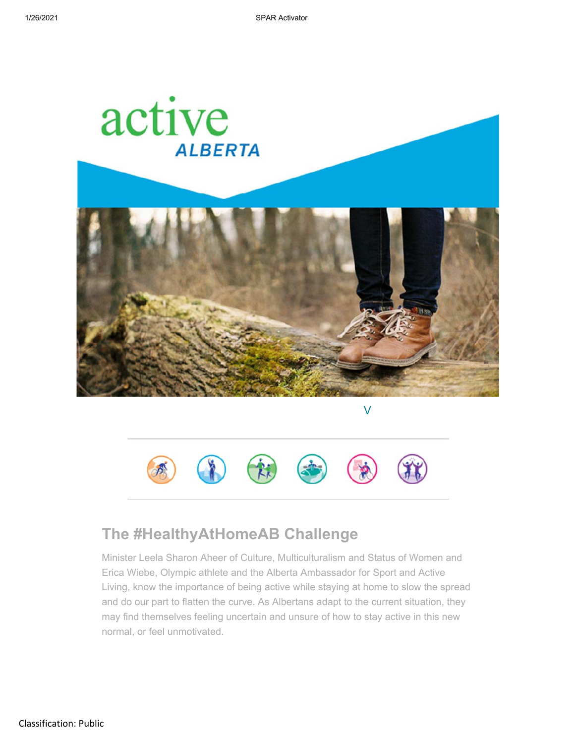## The #HealthyAtHomeAB Challenge

Minister Leela Sharon Aheer of Culture, Multiculturalism and Status of Women and Erica Wiebe, Olympic athlete and the Alberta Ambassador for Sport and Active Living, know the importance of being active while staying at home to slow the spread and do our part to flatten the curve. As Albertans adapt to the current situation, they may find themselves feeling uncertain and unsure of how to stay active in this new normal, or feel unmotivated.

Classification: Public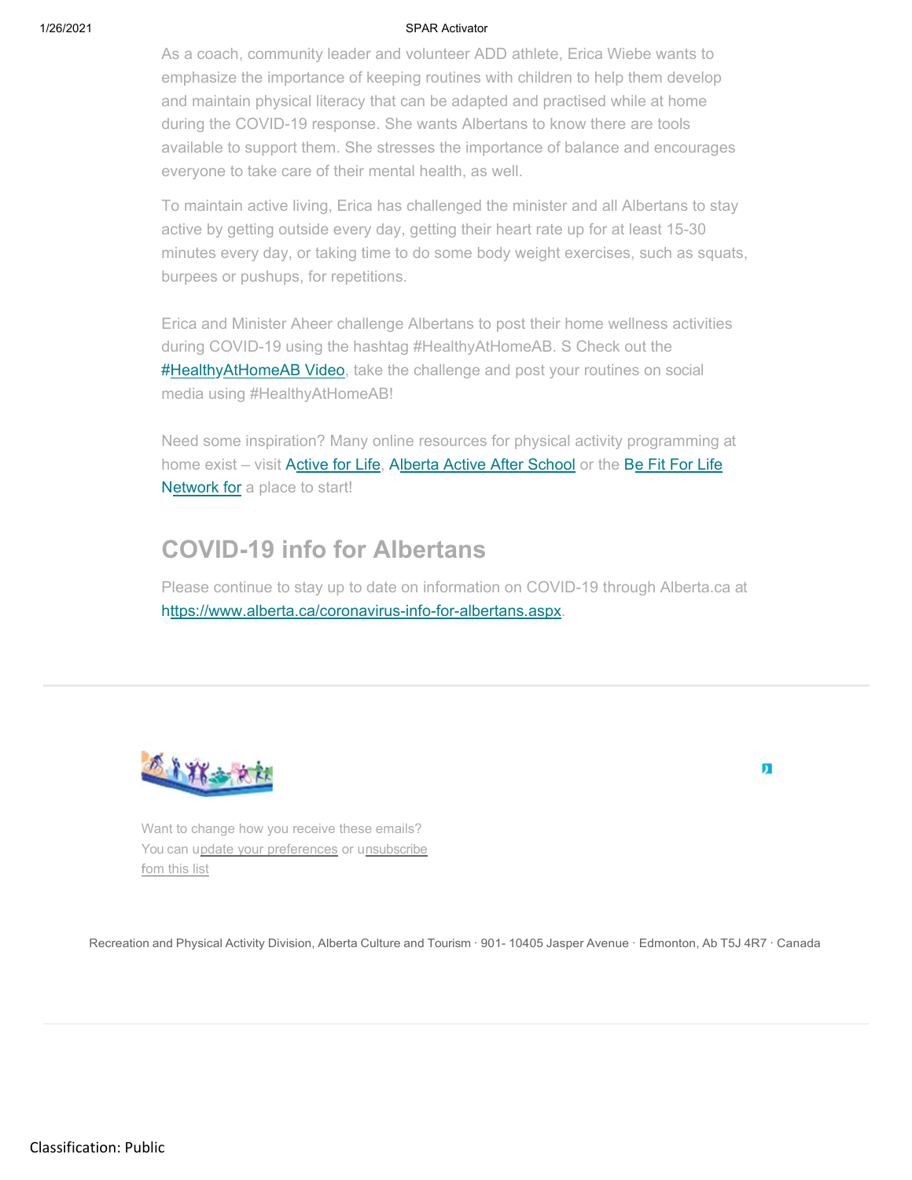As a coach, community leader and volunteer ADD athlete, Erica Wiebe wants to emphasize the importance of keeping routines with children to help them develop and maintain physical literacy that can be adapted and practised while at home during the COVID-19 response. She wants Albertans to know there are tools available to support them. She stresses the importance of balance and encourages everyone to take care of their mental health, as well.

To maintain active living, Erica has challenged the minister and all Albertans to stay active by getting outside every day, getting their heart rate up for at least 15-30 minutes every day, or taking time to do some body weight exercises, such as squats, burpees or pushups, for repetitions.

Erica and Minister Aheer challenge Albertans to post their home wellness activities during COVID-19 using the hashtag #HealthyAtHomeAB. S Check out the #HealthyAtHomeAB Video, take the challenge and post your routines on social media using #HealthyAtHomeAB!

Need some inspiration? Many online resources for physical activity programming at home exist – visit Active for Life, Alberta Active After School or the Be Fit For Life Network for a place to start!

## COVID-19 info for Albertans

Please continue to stay up to date on information on COVID-19 through Alberta.ca at https://www.alberta.ca/coronavirus-info-for-albertans.aspx.

---

Want to change how you receive these emails?
You can update your preferences or unsubscribe fom this list

Recreation and Physical Activity Division, Alberta Culture and Tourism · 901- 10405 Jasper Avenue · Edmonton, Ab T5J 4R7 · Canada

Classification: Public